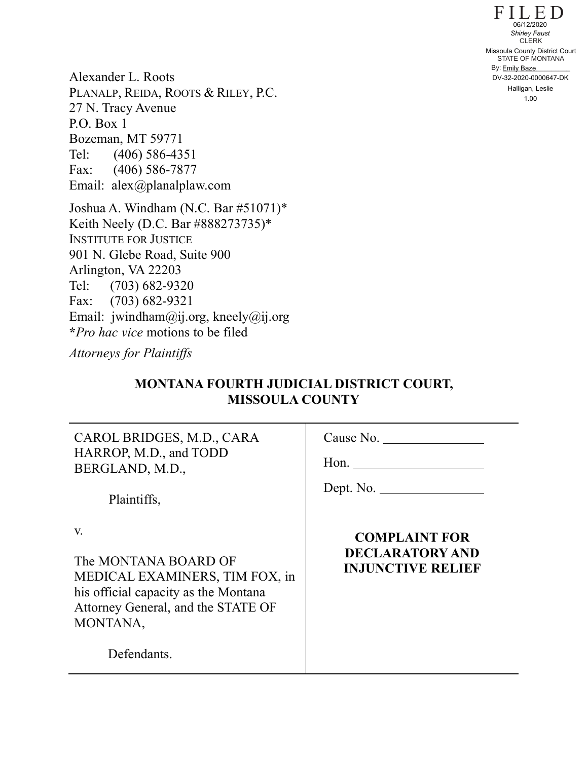FILED
06/12/2020
*Shirley Faust*
CLERK
Missoula County District Court
STATE OF MONTANA
By: Emily Baze
DV-32-2020-0000647-DK
Halligan, Leslie
1.00

Alexander L. Roots
PLANALP, REIDA, ROOTS & RILEY, P.C.
27 N. Tracy Avenue
P.O. Box 1
Bozeman, MT 59771
Tel: (406) 586-4351
Fax: (406) 586-7877
Email: alex@planalplaw.com

Joshua A. Windham (N.C. Bar #51071)*
Keith Neely (D.C. Bar #888273735)*
INSTITUTE FOR JUSTICE
901 N. Glebe Road, Suite 900
Arlington, VA 22203
Tel: (703) 682-9320
Fax: (703) 682-9321
Email: jwindham@ij.org, kneely@ij.org
***Pro hac vice*** motions to be filed

*Attorneys for Plaintiffs*

**MONTANA FOURTH JUDICIAL DISTRICT COURT,**
**MISSOULA COUNTY**

| | |
|---|---|
| CAROL BRIDGES, M.D., CARA HARROP, M.D., and TODD BERGLAND, M.D.,<br><br>Plaintiffs,<br><br>v.<br><br>The MONTANA BOARD OF MEDICAL EXAMINERS, TIM FOX, in his official capacity as the Montana Attorney General, and the STATE OF MONTANA,<br><br>Defendants. | Cause No. _______________<br><br>Hon. ___________________<br><br>Dept. No. ________________<br><br>**COMPLAINT FOR DECLARATORY AND INJUNCTIVE RELIEF** |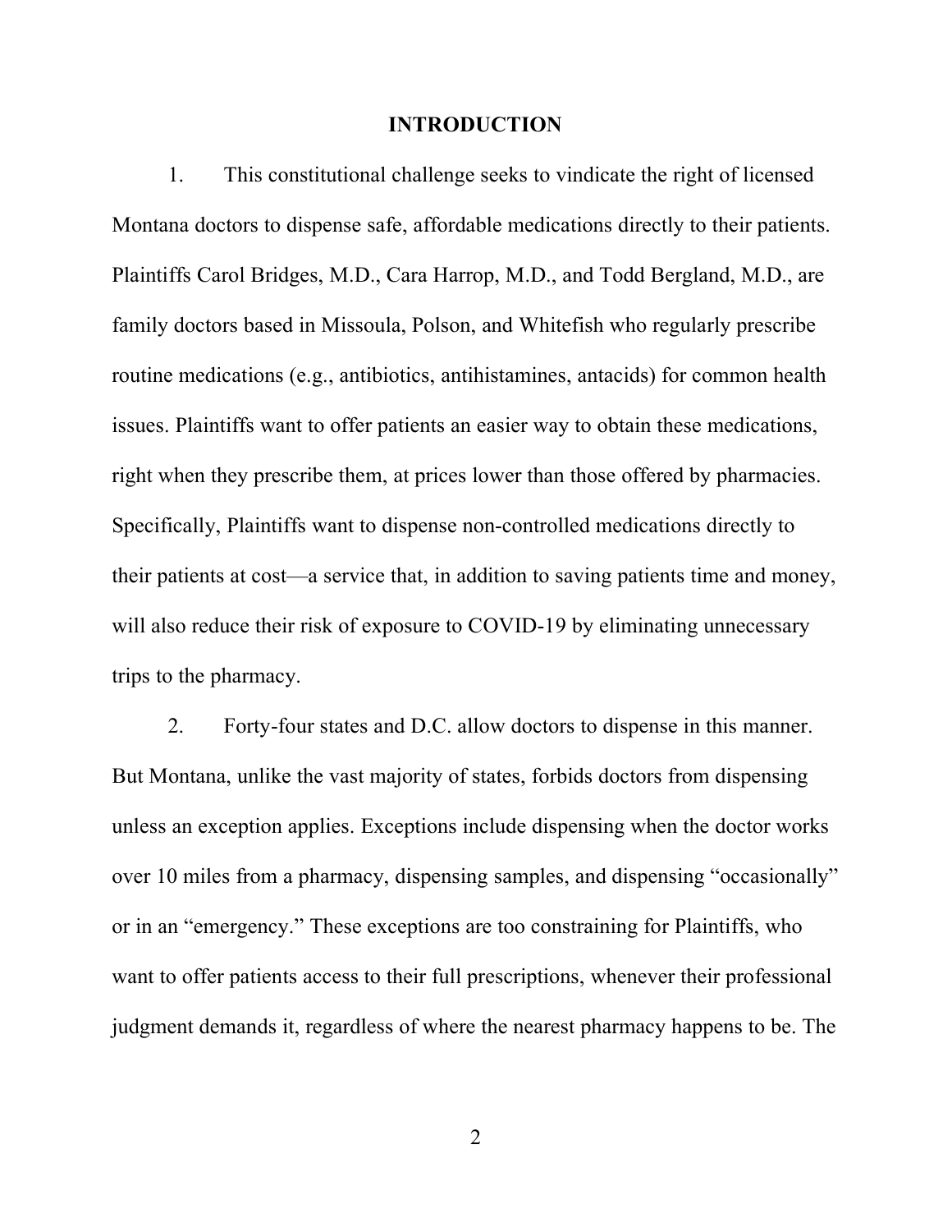## INTRODUCTION

1. This constitutional challenge seeks to vindicate the right of licensed Montana doctors to dispense safe, affordable medications directly to their patients. Plaintiffs Carol Bridges, M.D., Cara Harrop, M.D., and Todd Bergland, M.D., are family doctors based in Missoula, Polson, and Whitefish who regularly prescribe routine medications (e.g., antibiotics, antihistamines, antacids) for common health issues. Plaintiffs want to offer patients an easier way to obtain these medications, right when they prescribe them, at prices lower than those offered by pharmacies. Specifically, Plaintiffs want to dispense non-controlled medications directly to their patients at cost—a service that, in addition to saving patients time and money, will also reduce their risk of exposure to COVID-19 by eliminating unnecessary trips to the pharmacy.

2. Forty-four states and D.C. allow doctors to dispense in this manner. But Montana, unlike the vast majority of states, forbids doctors from dispensing unless an exception applies. Exceptions include dispensing when the doctor works over 10 miles from a pharmacy, dispensing samples, and dispensing "occasionally" or in an "emergency." These exceptions are too constraining for Plaintiffs, who want to offer patients access to their full prescriptions, whenever their professional judgment demands it, regardless of where the nearest pharmacy happens to be. The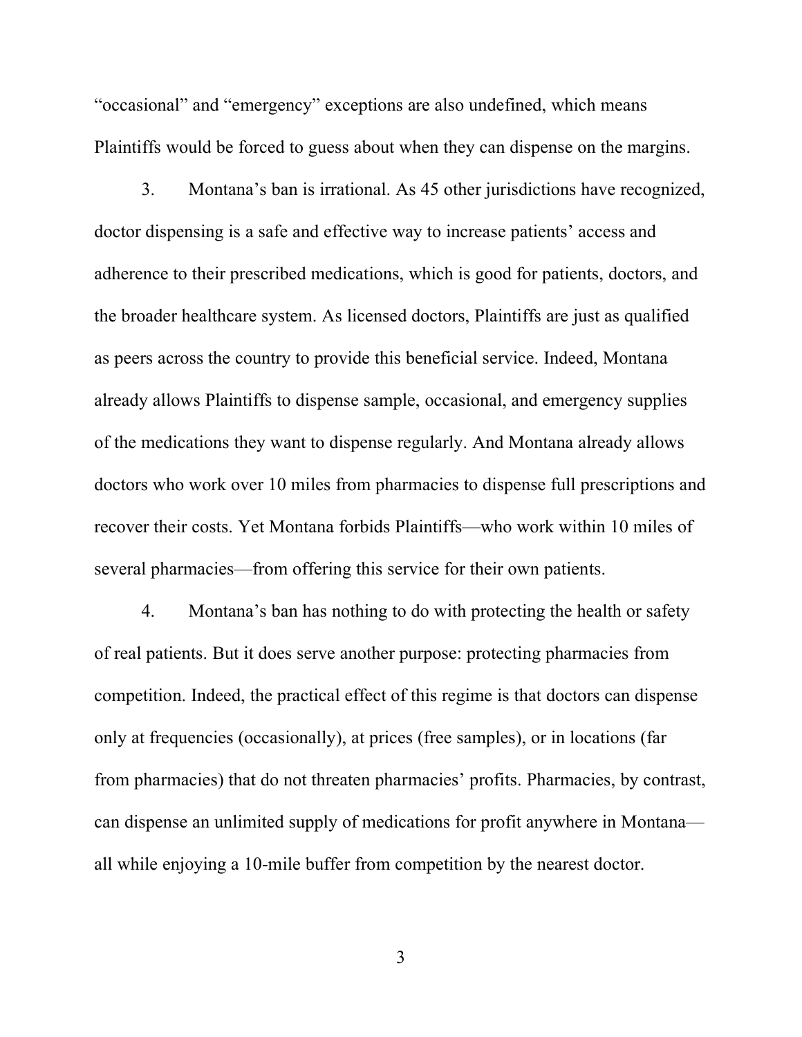"occasional" and "emergency" exceptions are also undefined, which means Plaintiffs would be forced to guess about when they can dispense on the margins.

3. Montana's ban is irrational. As 45 other jurisdictions have recognized, doctor dispensing is a safe and effective way to increase patients' access and adherence to their prescribed medications, which is good for patients, doctors, and the broader healthcare system. As licensed doctors, Plaintiffs are just as qualified as peers across the country to provide this beneficial service. Indeed, Montana already allows Plaintiffs to dispense sample, occasional, and emergency supplies of the medications they want to dispense regularly. And Montana already allows doctors who work over 10 miles from pharmacies to dispense full prescriptions and recover their costs. Yet Montana forbids Plaintiffs—who work within 10 miles of several pharmacies—from offering this service for their own patients.

4. Montana's ban has nothing to do with protecting the health or safety of real patients. But it does serve another purpose: protecting pharmacies from competition. Indeed, the practical effect of this regime is that doctors can dispense only at frequencies (occasionally), at prices (free samples), or in locations (far from pharmacies) that do not threaten pharmacies' profits. Pharmacies, by contrast, can dispense an unlimited supply of medications for profit anywhere in Montana—all while enjoying a 10-mile buffer from competition by the nearest doctor.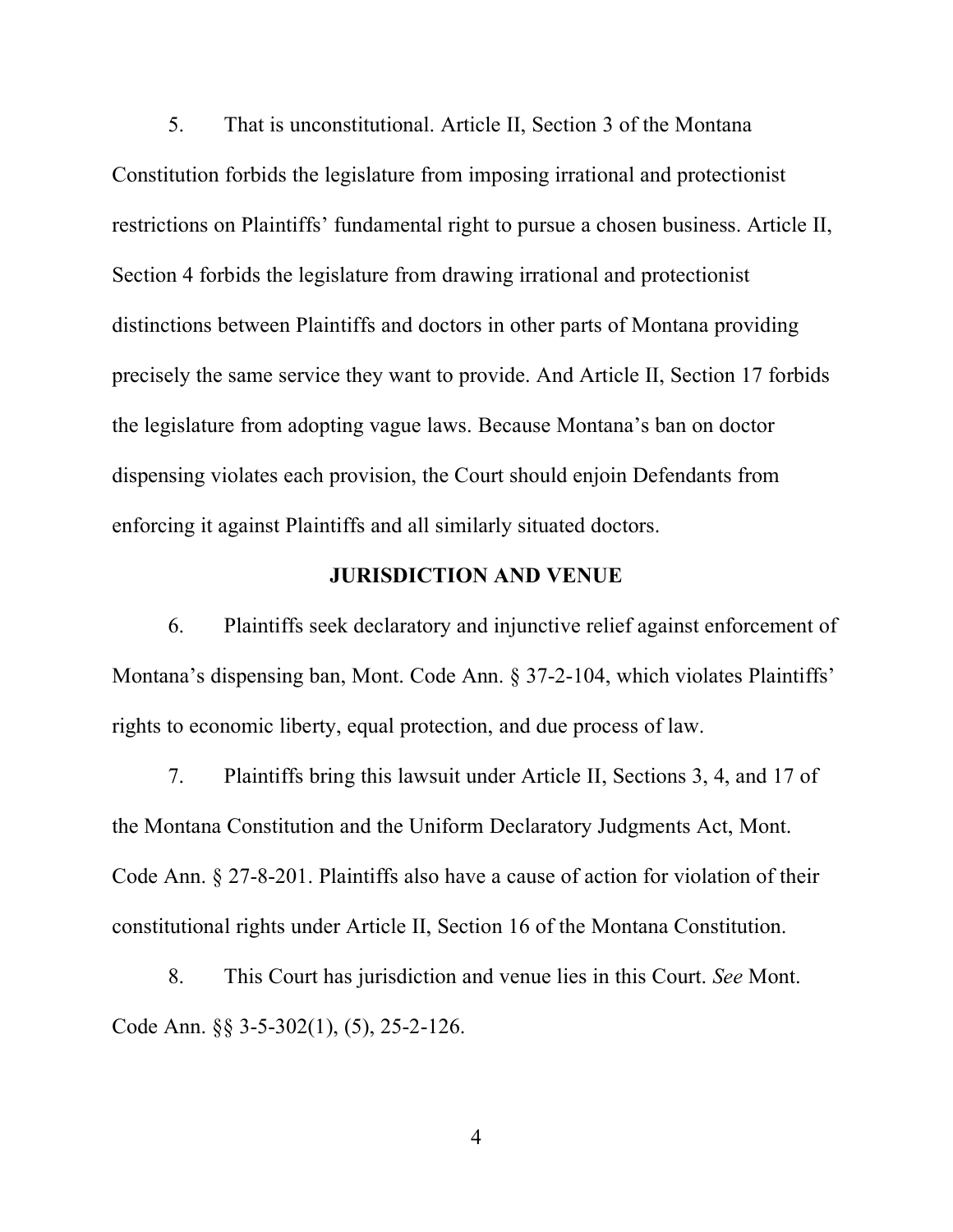5. That is unconstitutional. Article II, Section 3 of the Montana Constitution forbids the legislature from imposing irrational and protectionist restrictions on Plaintiffs' fundamental right to pursue a chosen business. Article II, Section 4 forbids the legislature from drawing irrational and protectionist distinctions between Plaintiffs and doctors in other parts of Montana providing precisely the same service they want to provide. And Article II, Section 17 forbids the legislature from adopting vague laws. Because Montana's ban on doctor dispensing violates each provision, the Court should enjoin Defendants from enforcing it against Plaintiffs and all similarly situated doctors.

## JURISDICTION AND VENUE

6. Plaintiffs seek declaratory and injunctive relief against enforcement of Montana's dispensing ban, Mont. Code Ann. § 37-2-104, which violates Plaintiffs' rights to economic liberty, equal protection, and due process of law.

7. Plaintiffs bring this lawsuit under Article II, Sections 3, 4, and 17 of the Montana Constitution and the Uniform Declaratory Judgments Act, Mont. Code Ann. § 27-8-201. Plaintiffs also have a cause of action for violation of their constitutional rights under Article II, Section 16 of the Montana Constitution.

8. This Court has jurisdiction and venue lies in this Court. *See* Mont. Code Ann. §§ 3-5-302(1), (5), 25-2-126.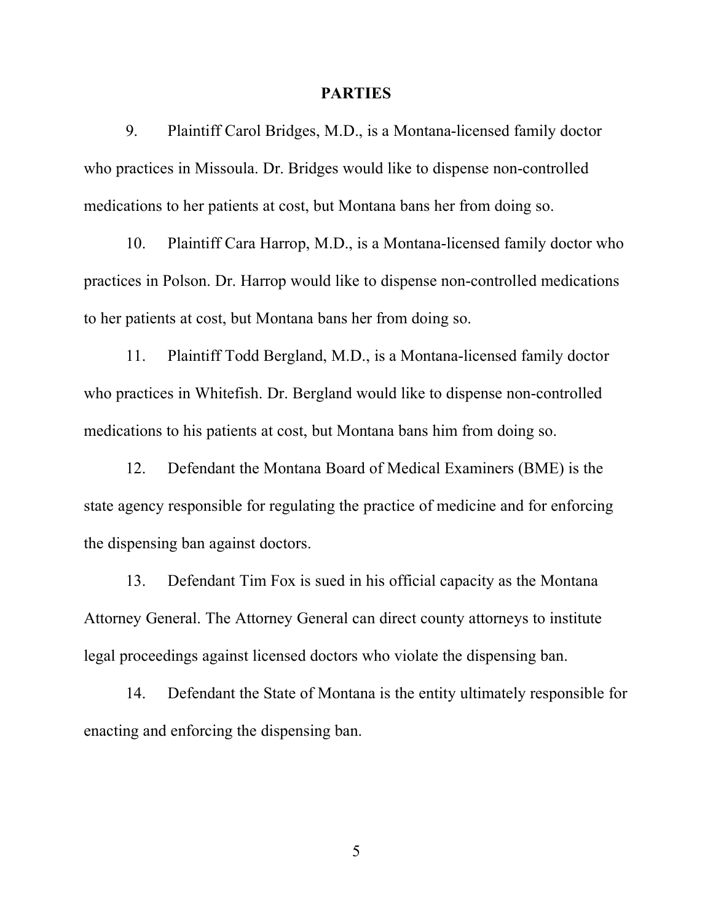## PARTIES

9. Plaintiff Carol Bridges, M.D., is a Montana-licensed family doctor who practices in Missoula. Dr. Bridges would like to dispense non-controlled medications to her patients at cost, but Montana bans her from doing so.

10. Plaintiff Cara Harrop, M.D., is a Montana-licensed family doctor who practices in Polson. Dr. Harrop would like to dispense non-controlled medications to her patients at cost, but Montana bans her from doing so.

11. Plaintiff Todd Bergland, M.D., is a Montana-licensed family doctor who practices in Whitefish. Dr. Bergland would like to dispense non-controlled medications to his patients at cost, but Montana bans him from doing so.

12. Defendant the Montana Board of Medical Examiners (BME) is the state agency responsible for regulating the practice of medicine and for enforcing the dispensing ban against doctors.

13. Defendant Tim Fox is sued in his official capacity as the Montana Attorney General. The Attorney General can direct county attorneys to institute legal proceedings against licensed doctors who violate the dispensing ban.

14. Defendant the State of Montana is the entity ultimately responsible for enacting and enforcing the dispensing ban.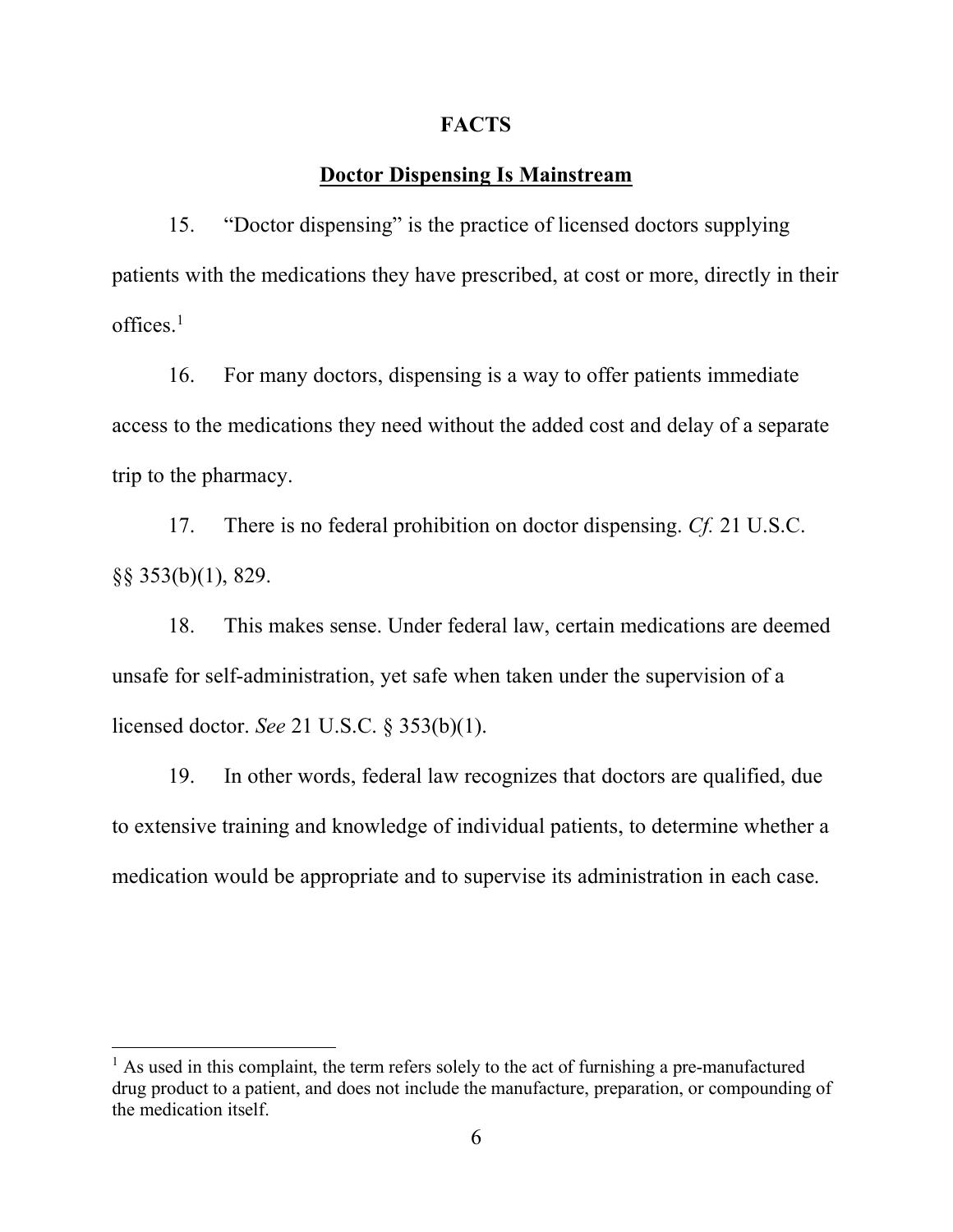## FACTS

### Doctor Dispensing Is Mainstream

15. "Doctor dispensing" is the practice of licensed doctors supplying patients with the medications they have prescribed, at cost or more, directly in their offices.[1]

16. For many doctors, dispensing is a way to offer patients immediate access to the medications they need without the added cost and delay of a separate trip to the pharmacy.

17. There is no federal prohibition on doctor dispensing. *Cf.* 21 U.S.C. §§ 353(b)(1), 829.

18. This makes sense. Under federal law, certain medications are deemed unsafe for self-administration, yet safe when taken under the supervision of a licensed doctor. *See* 21 U.S.C. § 353(b)(1).

19. In other words, federal law recognizes that doctors are qualified, due to extensive training and knowledge of individual patients, to determine whether a medication would be appropriate and to supervise its administration in each case.

---

[1] As used in this complaint, the term refers solely to the act of furnishing a pre-manufactured drug product to a patient, and does not include the manufacture, preparation, or compounding of the medication itself.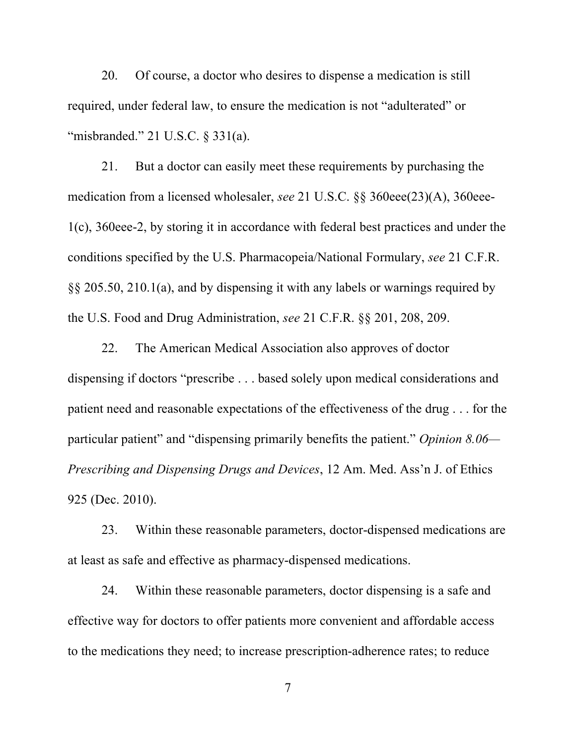20. Of course, a doctor who desires to dispense a medication is still required, under federal law, to ensure the medication is not "adulterated" or "misbranded." 21 U.S.C. § 331(a).

21. But a doctor can easily meet these requirements by purchasing the medication from a licensed wholesaler, *see* 21 U.S.C. §§ 360eee(23)(A), 360eee-1(c), 360eee-2, by storing it in accordance with federal best practices and under the conditions specified by the U.S. Pharmacopeia/National Formulary, *see* 21 C.F.R. §§ 205.50, 210.1(a), and by dispensing it with any labels or warnings required by the U.S. Food and Drug Administration, *see* 21 C.F.R. §§ 201, 208, 209.

22. The American Medical Association also approves of doctor dispensing if doctors "prescribe . . . based solely upon medical considerations and patient need and reasonable expectations of the effectiveness of the drug . . . for the particular patient" and "dispensing primarily benefits the patient." *Opinion 8.06—Prescribing and Dispensing Drugs and Devices*, 12 Am. Med. Ass'n J. of Ethics 925 (Dec. 2010).

23. Within these reasonable parameters, doctor-dispensed medications are at least as safe and effective as pharmacy-dispensed medications.

24. Within these reasonable parameters, doctor dispensing is a safe and effective way for doctors to offer patients more convenient and affordable access to the medications they need; to increase prescription-adherence rates; to reduce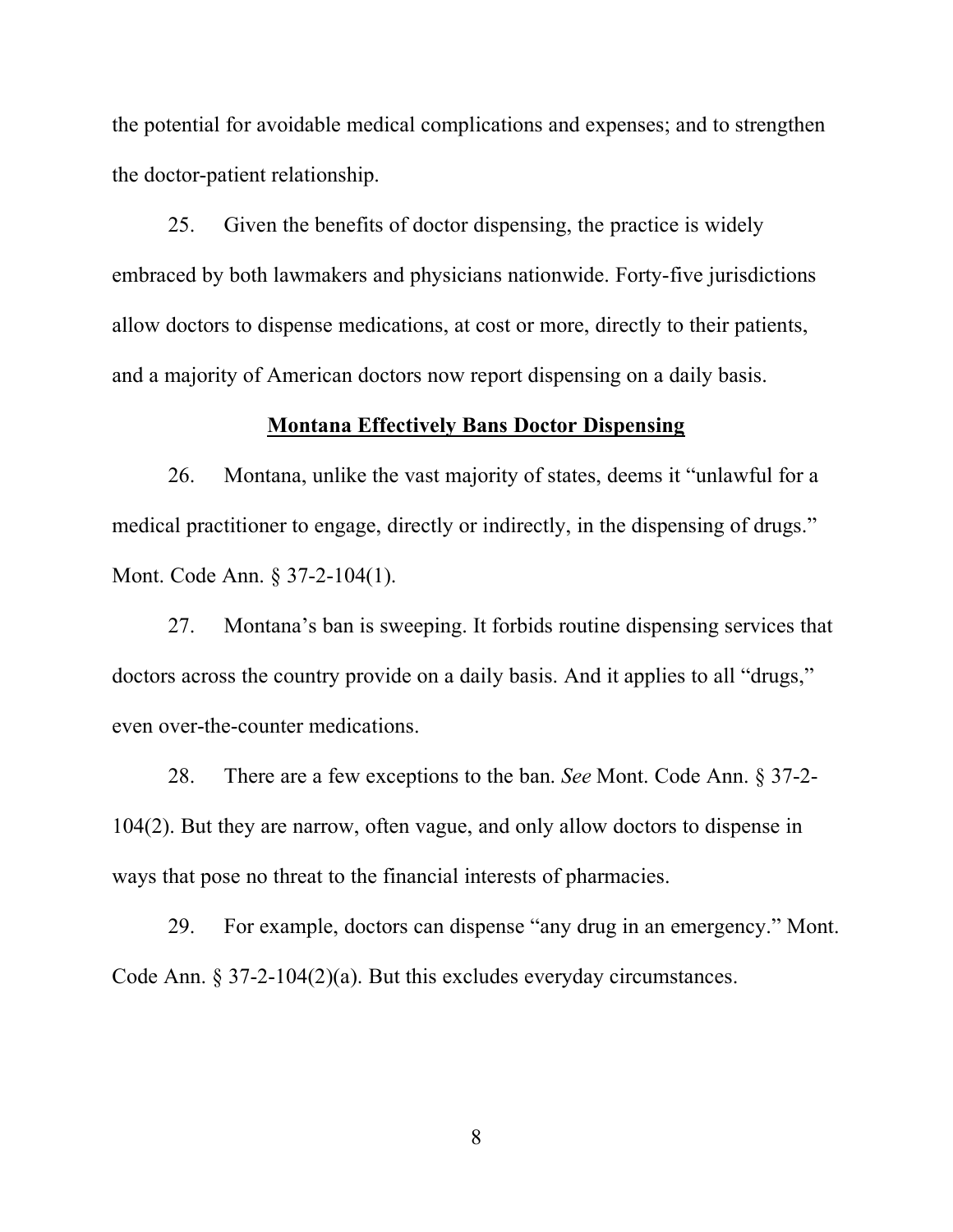the potential for avoidable medical complications and expenses; and to strengthen the doctor-patient relationship.

25. Given the benefits of doctor dispensing, the practice is widely embraced by both lawmakers and physicians nationwide. Forty-five jurisdictions allow doctors to dispense medications, at cost or more, directly to their patients, and a majority of American doctors now report dispensing on a daily basis.

**Montana Effectively Bans Doctor Dispensing**

26. Montana, unlike the vast majority of states, deems it "unlawful for a medical practitioner to engage, directly or indirectly, in the dispensing of drugs." Mont. Code Ann. § 37-2-104(1).

27. Montana's ban is sweeping. It forbids routine dispensing services that doctors across the country provide on a daily basis. And it applies to all "drugs," even over-the-counter medications.

28. There are a few exceptions to the ban. *See* Mont. Code Ann. § 37-2-104(2). But they are narrow, often vague, and only allow doctors to dispense in ways that pose no threat to the financial interests of pharmacies.

29. For example, doctors can dispense "any drug in an emergency." Mont. Code Ann. § 37-2-104(2)(a). But this excludes everyday circumstances.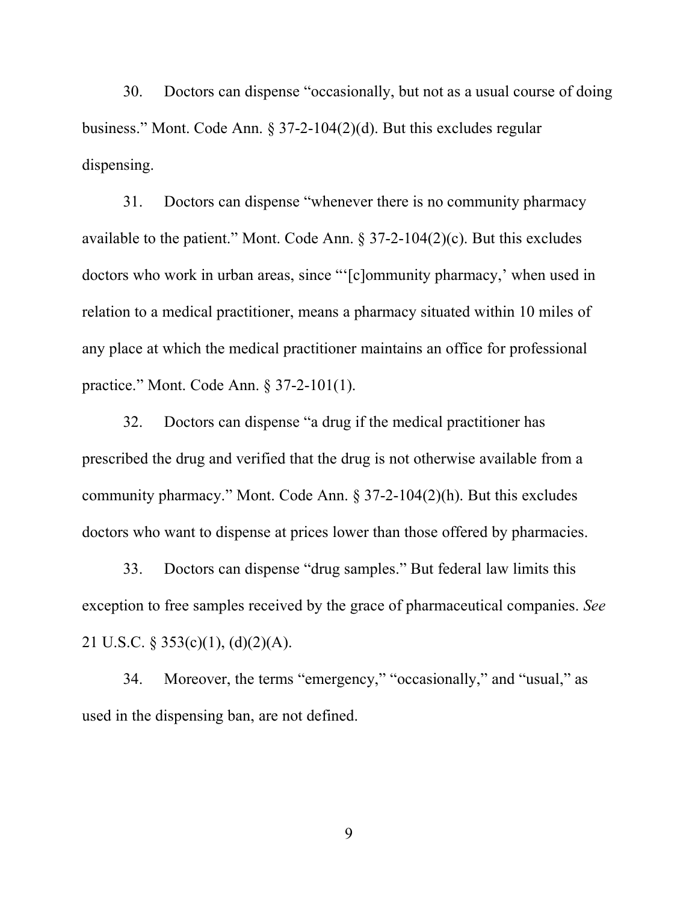30. Doctors can dispense "occasionally, but not as a usual course of doing business." Mont. Code Ann. § 37-2-104(2)(d). But this excludes regular dispensing.

31. Doctors can dispense "whenever there is no community pharmacy available to the patient." Mont. Code Ann. § 37-2-104(2)(c). But this excludes doctors who work in urban areas, since "'[c]ommunity pharmacy,' when used in relation to a medical practitioner, means a pharmacy situated within 10 miles of any place at which the medical practitioner maintains an office for professional practice." Mont. Code Ann. § 37-2-101(1).

32. Doctors can dispense "a drug if the medical practitioner has prescribed the drug and verified that the drug is not otherwise available from a community pharmacy." Mont. Code Ann. § 37-2-104(2)(h). But this excludes doctors who want to dispense at prices lower than those offered by pharmacies.

33. Doctors can dispense "drug samples." But federal law limits this exception to free samples received by the grace of pharmaceutical companies. *See* 21 U.S.C. § 353(c)(1), (d)(2)(A).

34. Moreover, the terms "emergency," "occasionally," and "usual," as used in the dispensing ban, are not defined.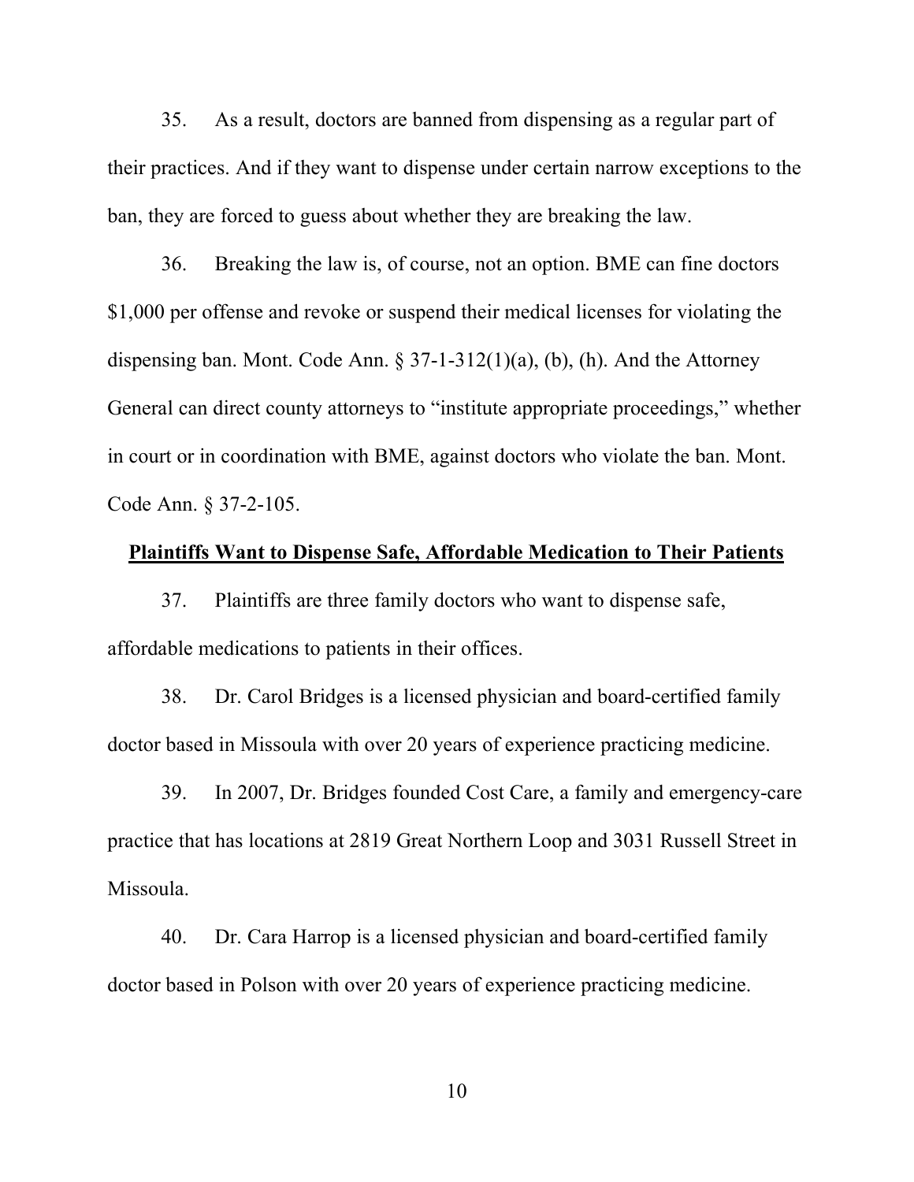35. As a result, doctors are banned from dispensing as a regular part of their practices. And if they want to dispense under certain narrow exceptions to the ban, they are forced to guess about whether they are breaking the law.

36. Breaking the law is, of course, not an option. BME can fine doctors $1,000 per offense and revoke or suspend their medical licenses for violating the dispensing ban. Mont. Code Ann. § 37-1-312(1)(a), (b), (h). And the Attorney General can direct county attorneys to "institute appropriate proceedings," whether in court or in coordination with BME, against doctors who violate the ban. Mont. Code Ann. § 37-2-105.

**Plaintiffs Want to Dispense Safe, Affordable Medication to Their Patients**

37. Plaintiffs are three family doctors who want to dispense safe, affordable medications to patients in their offices.

38. Dr. Carol Bridges is a licensed physician and board-certified family doctor based in Missoula with over 20 years of experience practicing medicine.

39. In 2007, Dr. Bridges founded Cost Care, a family and emergency-care practice that has locations at 2819 Great Northern Loop and 3031 Russell Street in Missoula.

40. Dr. Cara Harrop is a licensed physician and board-certified family doctor based in Polson with over 20 years of experience practicing medicine.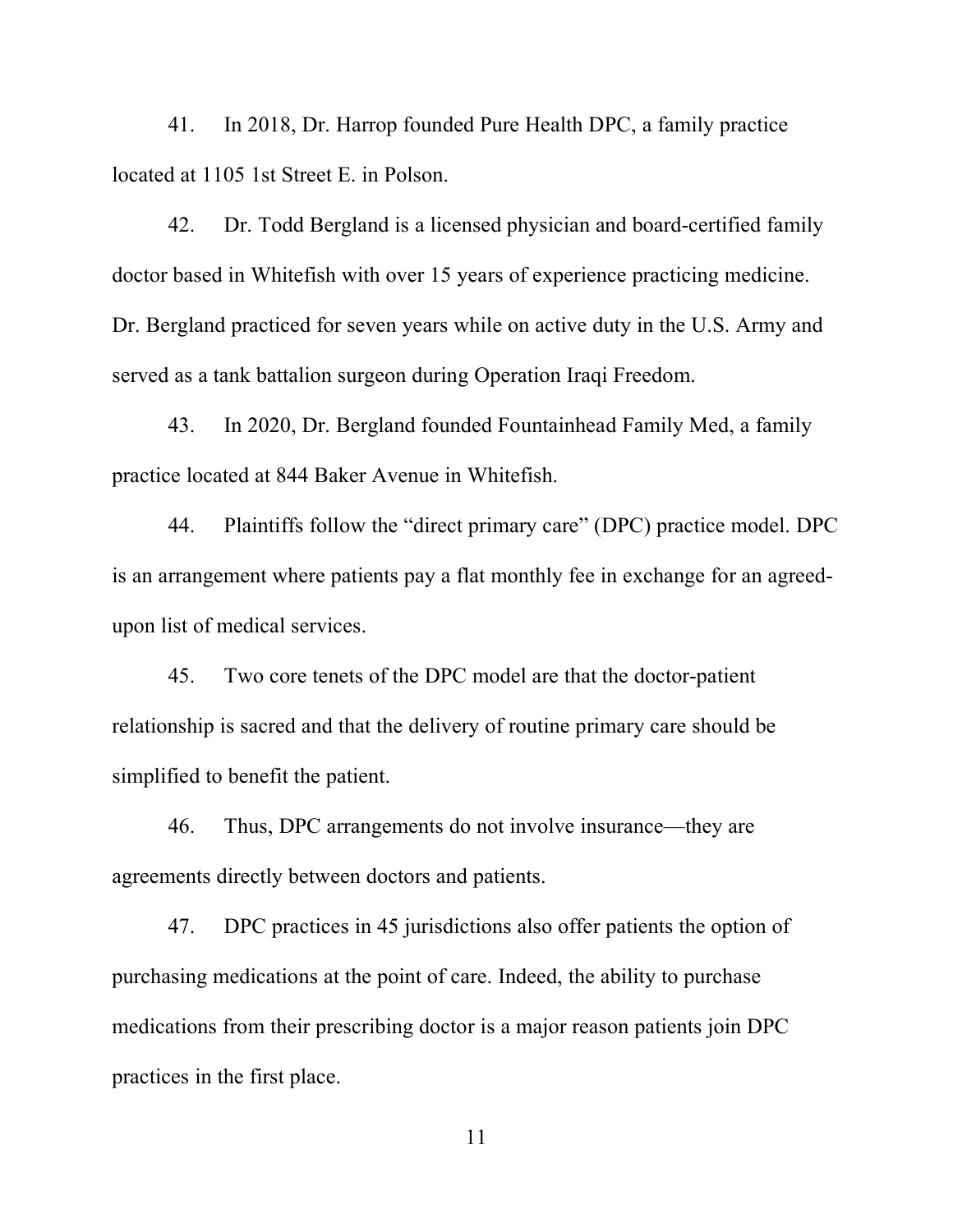41. In 2018, Dr. Harrop founded Pure Health DPC, a family practice located at 1105 1st Street E. in Polson.

42. Dr. Todd Bergland is a licensed physician and board-certified family doctor based in Whitefish with over 15 years of experience practicing medicine. Dr. Bergland practiced for seven years while on active duty in the U.S. Army and served as a tank battalion surgeon during Operation Iraqi Freedom.

43. In 2020, Dr. Bergland founded Fountainhead Family Med, a family practice located at 844 Baker Avenue in Whitefish.

44. Plaintiffs follow the "direct primary care" (DPC) practice model. DPC is an arrangement where patients pay a flat monthly fee in exchange for an agreed-upon list of medical services.

45. Two core tenets of the DPC model are that the doctor-patient relationship is sacred and that the delivery of routine primary care should be simplified to benefit the patient.

46. Thus, DPC arrangements do not involve insurance—they are agreements directly between doctors and patients.

47. DPC practices in 45 jurisdictions also offer patients the option of purchasing medications at the point of care. Indeed, the ability to purchase medications from their prescribing doctor is a major reason patients join DPC practices in the first place.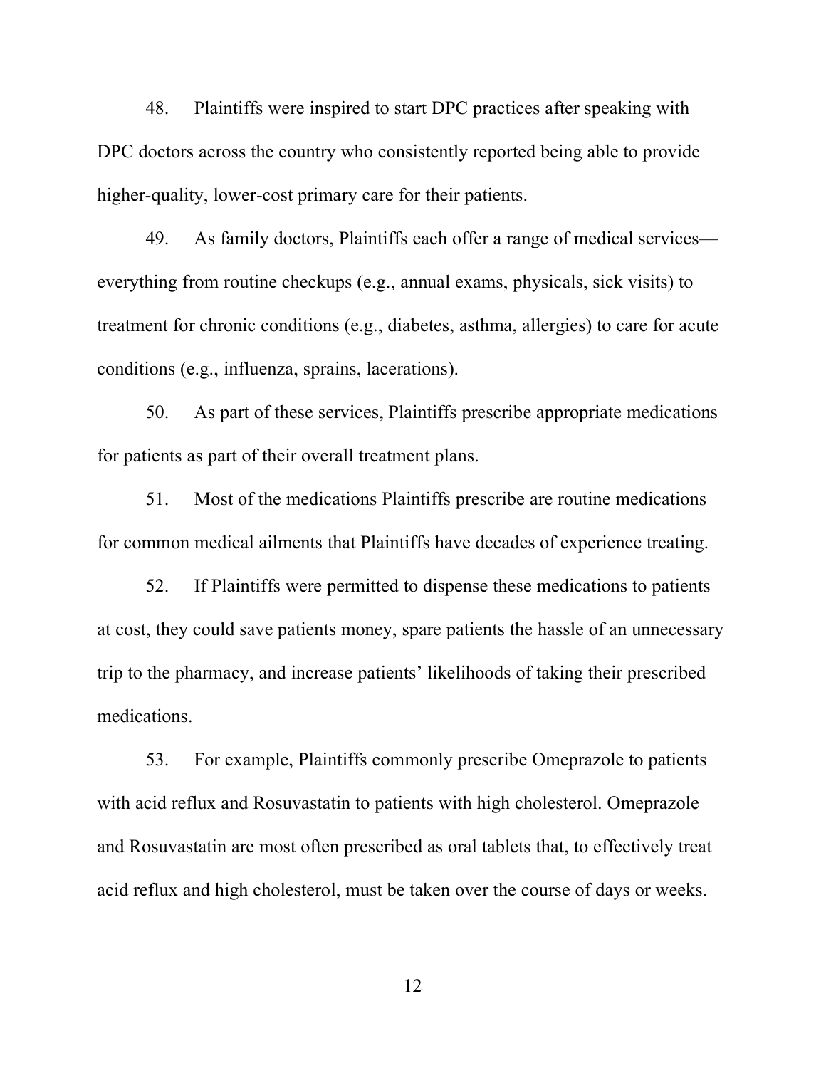48. Plaintiffs were inspired to start DPC practices after speaking with DPC doctors across the country who consistently reported being able to provide higher-quality, lower-cost primary care for their patients.

49. As family doctors, Plaintiffs each offer a range of medical services—everything from routine checkups (e.g., annual exams, physicals, sick visits) to treatment for chronic conditions (e.g., diabetes, asthma, allergies) to care for acute conditions (e.g., influenza, sprains, lacerations).

50. As part of these services, Plaintiffs prescribe appropriate medications for patients as part of their overall treatment plans.

51. Most of the medications Plaintiffs prescribe are routine medications for common medical ailments that Plaintiffs have decades of experience treating.

52. If Plaintiffs were permitted to dispense these medications to patients at cost, they could save patients money, spare patients the hassle of an unnecessary trip to the pharmacy, and increase patients' likelihoods of taking their prescribed medications.

53. For example, Plaintiffs commonly prescribe Omeprazole to patients with acid reflux and Rosuvastatin to patients with high cholesterol. Omeprazole and Rosuvastatin are most often prescribed as oral tablets that, to effectively treat acid reflux and high cholesterol, must be taken over the course of days or weeks.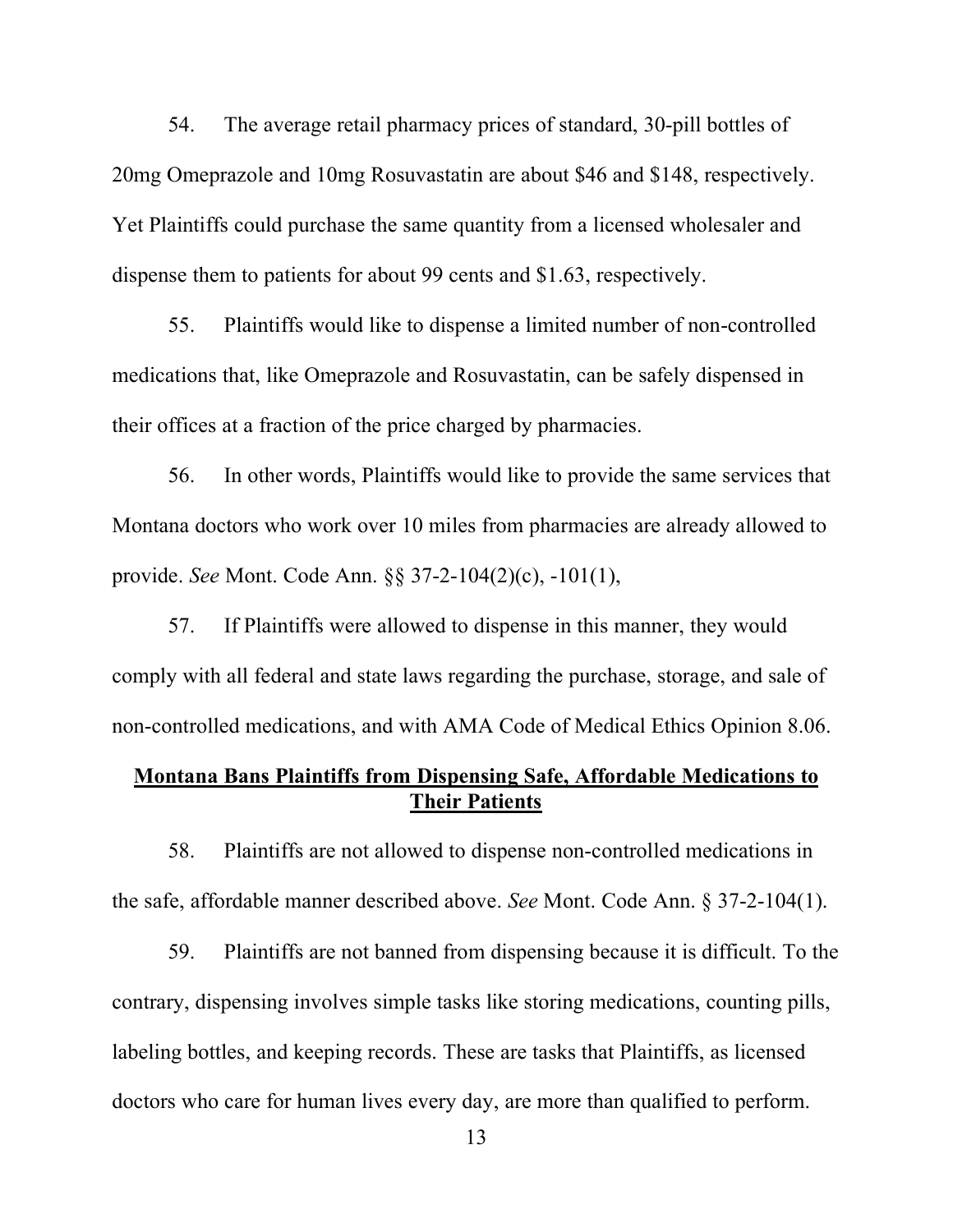54. The average retail pharmacy prices of standard, 30-pill bottles of 20mg Omeprazole and 10mg Rosuvastatin are about $46 and $148, respectively. Yet Plaintiffs could purchase the same quantity from a licensed wholesaler and dispense them to patients for about 99 cents and $1.63, respectively.

55. Plaintiffs would like to dispense a limited number of non-controlled medications that, like Omeprazole and Rosuvastatin, can be safely dispensed in their offices at a fraction of the price charged by pharmacies.

56. In other words, Plaintiffs would like to provide the same services that Montana doctors who work over 10 miles from pharmacies are already allowed to provide. *See* Mont. Code Ann. §§ 37-2-104(2)(c), -101(1),

57. If Plaintiffs were allowed to dispense in this manner, they would comply with all federal and state laws regarding the purchase, storage, and sale of non-controlled medications, and with AMA Code of Medical Ethics Opinion 8.06.

**<u>Montana Bans Plaintiffs from Dispensing Safe, Affordable Medications to Their Patients</u>**

58. Plaintiffs are not allowed to dispense non-controlled medications in the safe, affordable manner described above. *See* Mont. Code Ann. § 37-2-104(1).

59. Plaintiffs are not banned from dispensing because it is difficult. To the contrary, dispensing involves simple tasks like storing medications, counting pills, labeling bottles, and keeping records. These are tasks that Plaintiffs, as licensed doctors who care for human lives every day, are more than qualified to perform.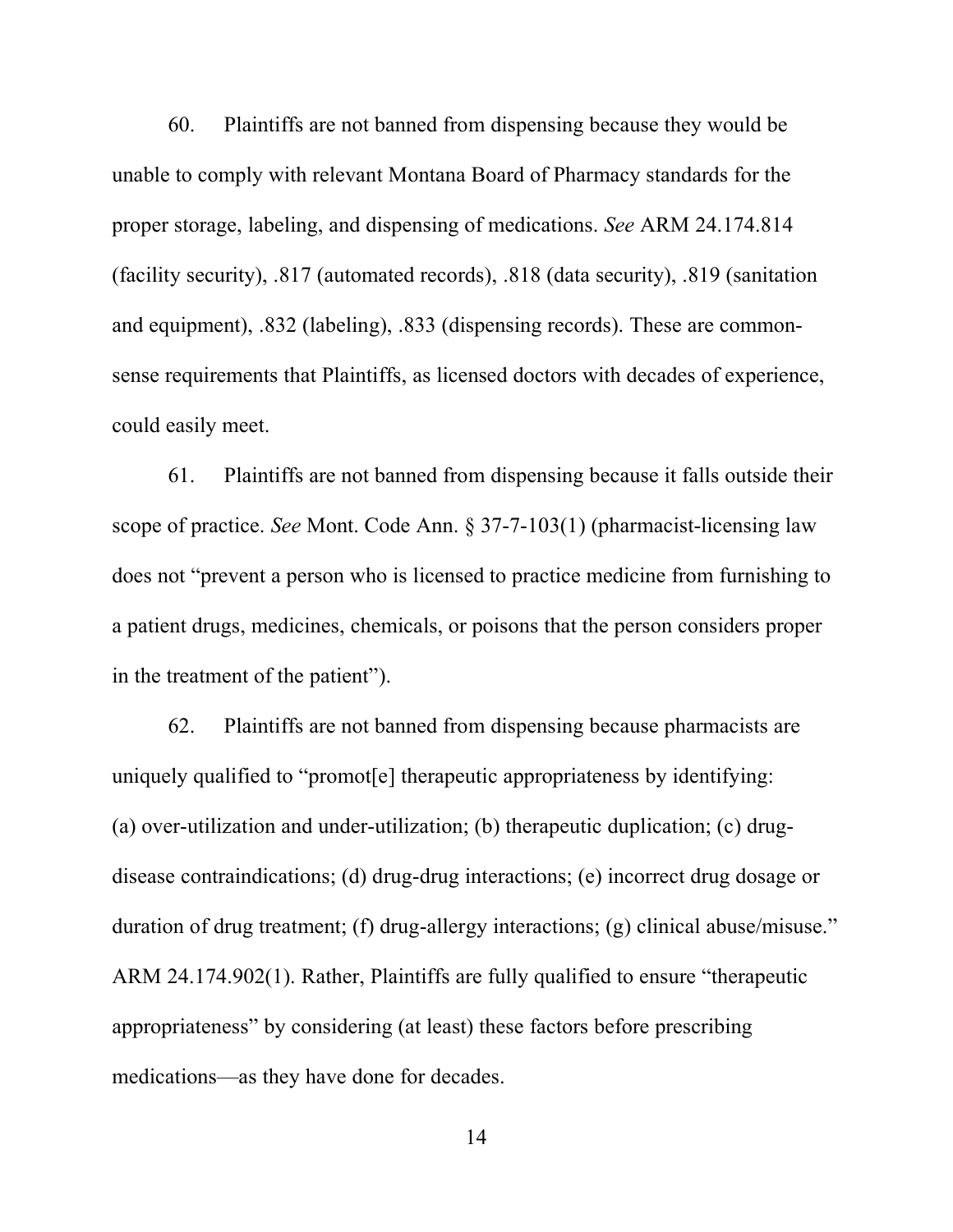60. Plaintiffs are not banned from dispensing because they would be unable to comply with relevant Montana Board of Pharmacy standards for the proper storage, labeling, and dispensing of medications. *See* ARM 24.174.814 (facility security), .817 (automated records), .818 (data security), .819 (sanitation and equipment), .832 (labeling), .833 (dispensing records). These are common-sense requirements that Plaintiffs, as licensed doctors with decades of experience, could easily meet.

61. Plaintiffs are not banned from dispensing because it falls outside their scope of practice. *See* Mont. Code Ann. § 37-7-103(1) (pharmacist-licensing law does not "prevent a person who is licensed to practice medicine from furnishing to a patient drugs, medicines, chemicals, or poisons that the person considers proper in the treatment of the patient").

62. Plaintiffs are not banned from dispensing because pharmacists are uniquely qualified to "promot[e] therapeutic appropriateness by identifying: (a) over-utilization and under-utilization; (b) therapeutic duplication; (c) drug-disease contraindications; (d) drug-drug interactions; (e) incorrect drug dosage or duration of drug treatment; (f) drug-allergy interactions; (g) clinical abuse/misuse." ARM 24.174.902(1). Rather, Plaintiffs are fully qualified to ensure "therapeutic appropriateness" by considering (at least) these factors before prescribing medications—as they have done for decades.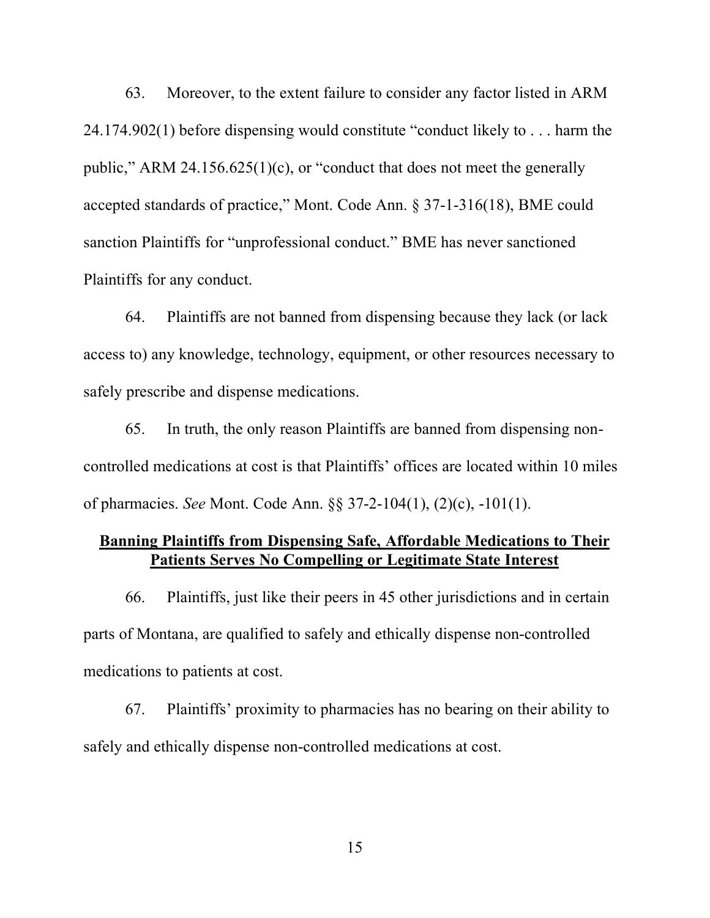63. Moreover, to the extent failure to consider any factor listed in ARM 24.174.902(1) before dispensing would constitute "conduct likely to . . . harm the public," ARM 24.156.625(1)(c), or "conduct that does not meet the generally accepted standards of practice," Mont. Code Ann. § 37-1-316(18), BME could sanction Plaintiffs for "unprofessional conduct." BME has never sanctioned Plaintiffs for any conduct.

64. Plaintiffs are not banned from dispensing because they lack (or lack access to) any knowledge, technology, equipment, or other resources necessary to safely prescribe and dispense medications.

65. In truth, the only reason Plaintiffs are banned from dispensing non-controlled medications at cost is that Plaintiffs' offices are located within 10 miles of pharmacies. *See* Mont. Code Ann. §§ 37-2-104(1), (2)(c), -101(1).

**<u>Banning Plaintiffs from Dispensing Safe, Affordable Medications to Their Patients Serves No Compelling or Legitimate State Interest</u>**

66. Plaintiffs, just like their peers in 45 other jurisdictions and in certain parts of Montana, are qualified to safely and ethically dispense non-controlled medications to patients at cost.

67. Plaintiffs' proximity to pharmacies has no bearing on their ability to safely and ethically dispense non-controlled medications at cost.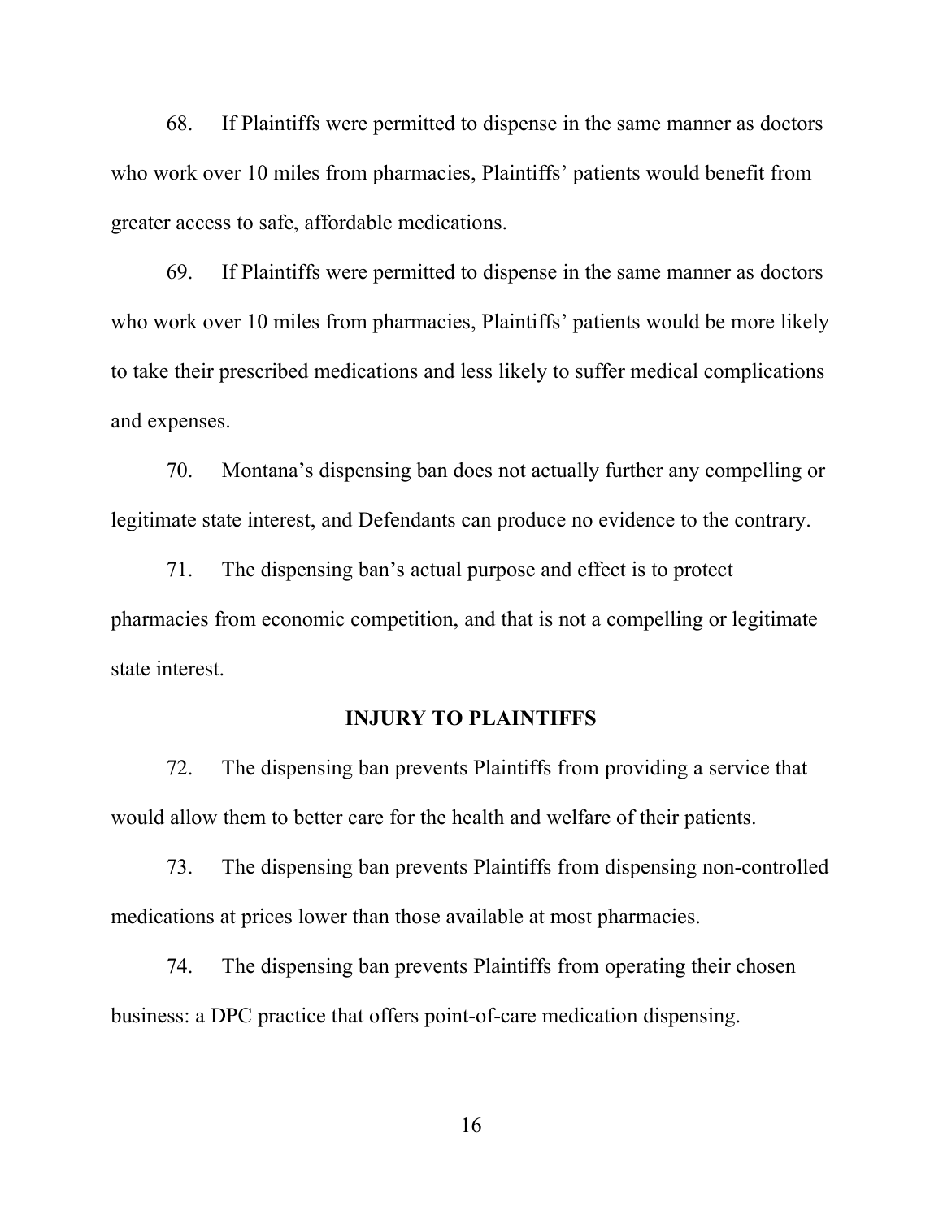68. If Plaintiffs were permitted to dispense in the same manner as doctors who work over 10 miles from pharmacies, Plaintiffs' patients would benefit from greater access to safe, affordable medications.

69. If Plaintiffs were permitted to dispense in the same manner as doctors who work over 10 miles from pharmacies, Plaintiffs' patients would be more likely to take their prescribed medications and less likely to suffer medical complications and expenses.

70. Montana's dispensing ban does not actually further any compelling or legitimate state interest, and Defendants can produce no evidence to the contrary.

71. The dispensing ban's actual purpose and effect is to protect pharmacies from economic competition, and that is not a compelling or legitimate state interest.

## INJURY TO PLAINTIFFS

72. The dispensing ban prevents Plaintiffs from providing a service that would allow them to better care for the health and welfare of their patients.

73. The dispensing ban prevents Plaintiffs from dispensing non-controlled medications at prices lower than those available at most pharmacies.

74. The dispensing ban prevents Plaintiffs from operating their chosen business: a DPC practice that offers point-of-care medication dispensing.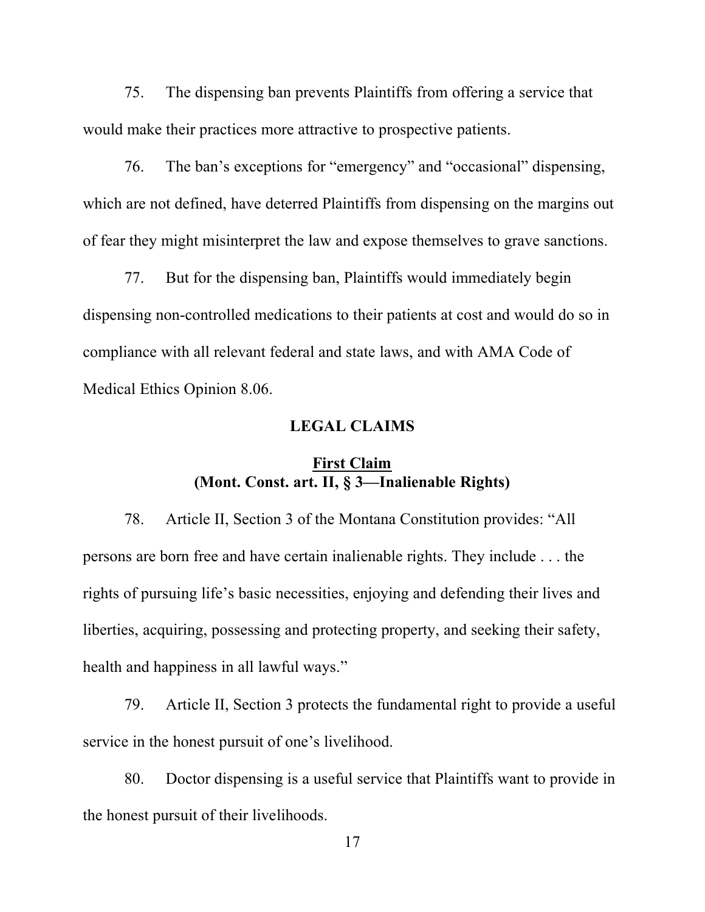75. The dispensing ban prevents Plaintiffs from offering a service that would make their practices more attractive to prospective patients.

76. The ban's exceptions for "emergency" and "occasional" dispensing, which are not defined, have deterred Plaintiffs from dispensing on the margins out of fear they might misinterpret the law and expose themselves to grave sanctions.

77. But for the dispensing ban, Plaintiffs would immediately begin dispensing non-controlled medications to their patients at cost and would do so in compliance with all relevant federal and state laws, and with AMA Code of Medical Ethics Opinion 8.06.

## LEGAL CLAIMS

### First Claim
### (Mont. Const. art. II, § 3—Inalienable Rights)

78. Article II, Section 3 of the Montana Constitution provides: "All persons are born free and have certain inalienable rights. They include . . . the rights of pursuing life's basic necessities, enjoying and defending their lives and liberties, acquiring, possessing and protecting property, and seeking their safety, health and happiness in all lawful ways."

79. Article II, Section 3 protects the fundamental right to provide a useful service in the honest pursuit of one's livelihood.

80. Doctor dispensing is a useful service that Plaintiffs want to provide in the honest pursuit of their livelihoods.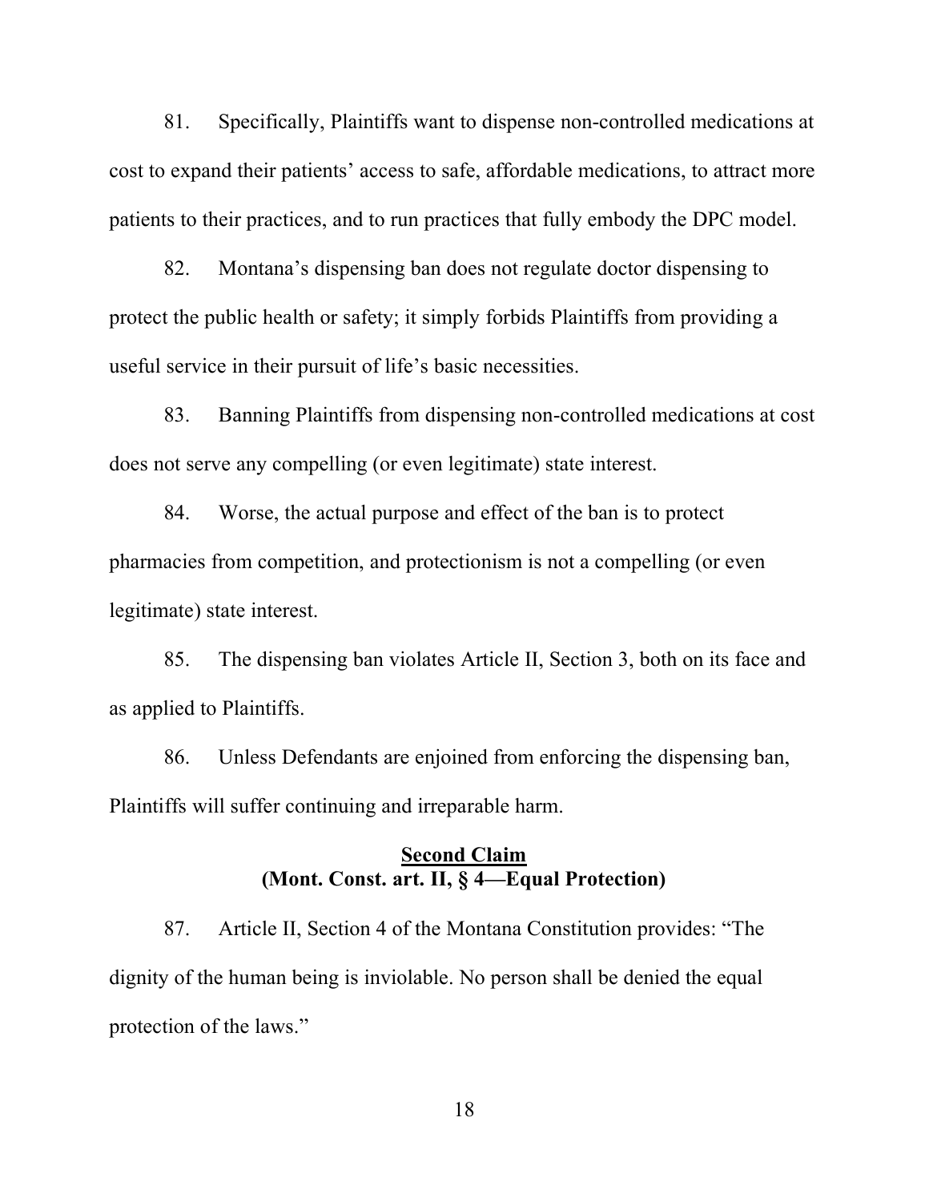81. Specifically, Plaintiffs want to dispense non-controlled medications at cost to expand their patients' access to safe, affordable medications, to attract more patients to their practices, and to run practices that fully embody the DPC model.

82. Montana's dispensing ban does not regulate doctor dispensing to protect the public health or safety; it simply forbids Plaintiffs from providing a useful service in their pursuit of life's basic necessities.

83. Banning Plaintiffs from dispensing non-controlled medications at cost does not serve any compelling (or even legitimate) state interest.

84. Worse, the actual purpose and effect of the ban is to protect pharmacies from competition, and protectionism is not a compelling (or even legitimate) state interest.

85. The dispensing ban violates Article II, Section 3, both on its face and as applied to Plaintiffs.

86. Unless Defendants are enjoined from enforcing the dispensing ban, Plaintiffs will suffer continuing and irreparable harm.

## Second Claim
## (Mont. Const. art. II, § 4—Equal Protection)

87. Article II, Section 4 of the Montana Constitution provides: "The dignity of the human being is inviolable. No person shall be denied the equal protection of the laws."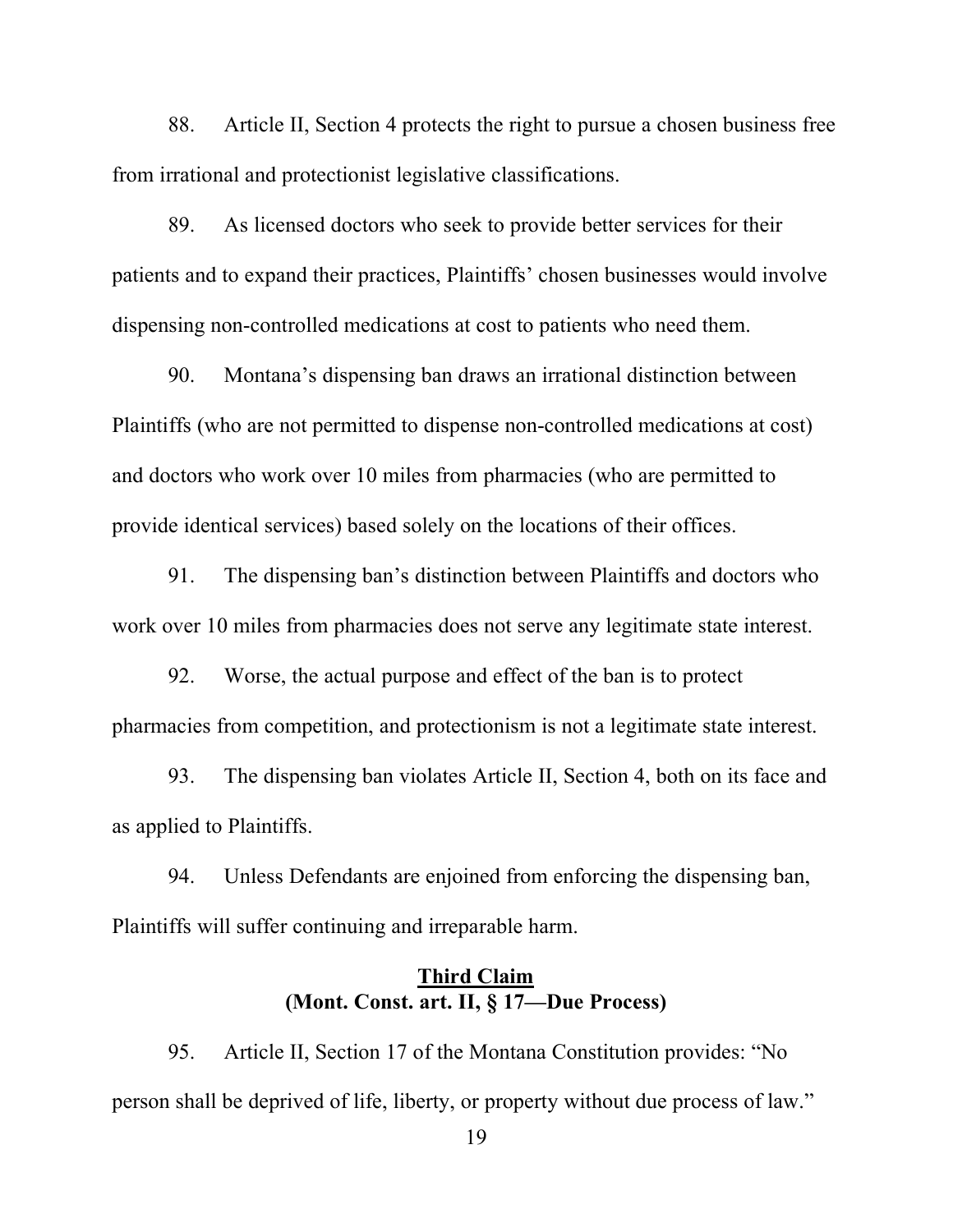88. Article II, Section 4 protects the right to pursue a chosen business free from irrational and protectionist legislative classifications.

89. As licensed doctors who seek to provide better services for their patients and to expand their practices, Plaintiffs' chosen businesses would involve dispensing non-controlled medications at cost to patients who need them.

90. Montana's dispensing ban draws an irrational distinction between Plaintiffs (who are not permitted to dispense non-controlled medications at cost) and doctors who work over 10 miles from pharmacies (who are permitted to provide identical services) based solely on the locations of their offices.

91. The dispensing ban's distinction between Plaintiffs and doctors who work over 10 miles from pharmacies does not serve any legitimate state interest.

92. Worse, the actual purpose and effect of the ban is to protect pharmacies from competition, and protectionism is not a legitimate state interest.

93. The dispensing ban violates Article II, Section 4, both on its face and as applied to Plaintiffs.

94. Unless Defendants are enjoined from enforcing the dispensing ban, Plaintiffs will suffer continuing and irreparable harm.

## Third Claim
## (Mont. Const. art. II, § 17—Due Process)

95. Article II, Section 17 of the Montana Constitution provides: "No person shall be deprived of life, liberty, or property without due process of law."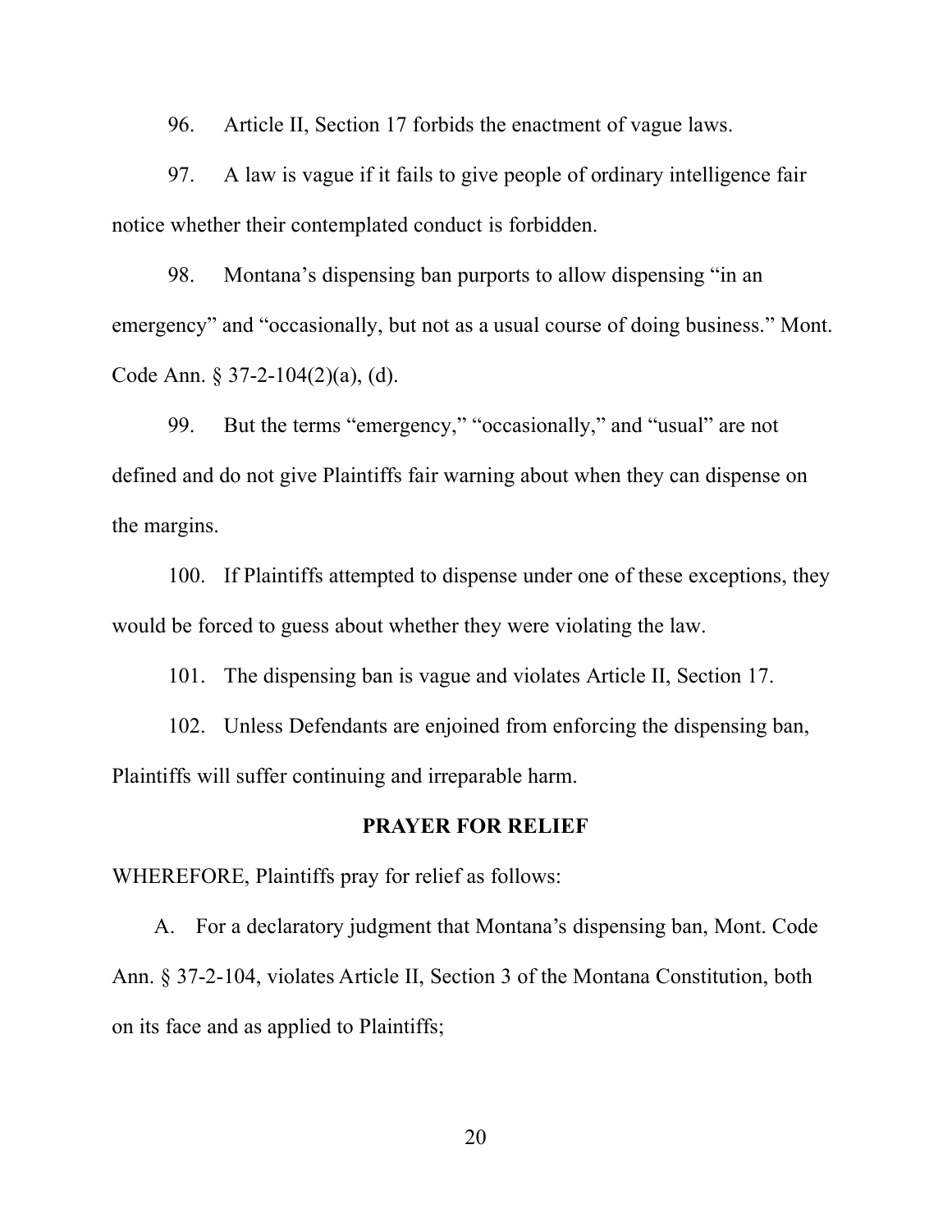96. Article II, Section 17 forbids the enactment of vague laws.

97. A law is vague if it fails to give people of ordinary intelligence fair notice whether their contemplated conduct is forbidden.

98. Montana's dispensing ban purports to allow dispensing "in an emergency" and "occasionally, but not as a usual course of doing business." Mont. Code Ann. § 37-2-104(2)(a), (d).

99. But the terms "emergency," "occasionally," and "usual" are not defined and do not give Plaintiffs fair warning about when they can dispense on the margins.

100. If Plaintiffs attempted to dispense under one of these exceptions, they would be forced to guess about whether they were violating the law.

101. The dispensing ban is vague and violates Article II, Section 17.

102. Unless Defendants are enjoined from enforcing the dispensing ban, Plaintiffs will suffer continuing and irreparable harm.

## PRAYER FOR RELIEF

WHEREFORE, Plaintiffs pray for relief as follows:

A. For a declaratory judgment that Montana's dispensing ban, Mont. Code Ann. § 37-2-104, violates Article II, Section 3 of the Montana Constitution, both on its face and as applied to Plaintiffs;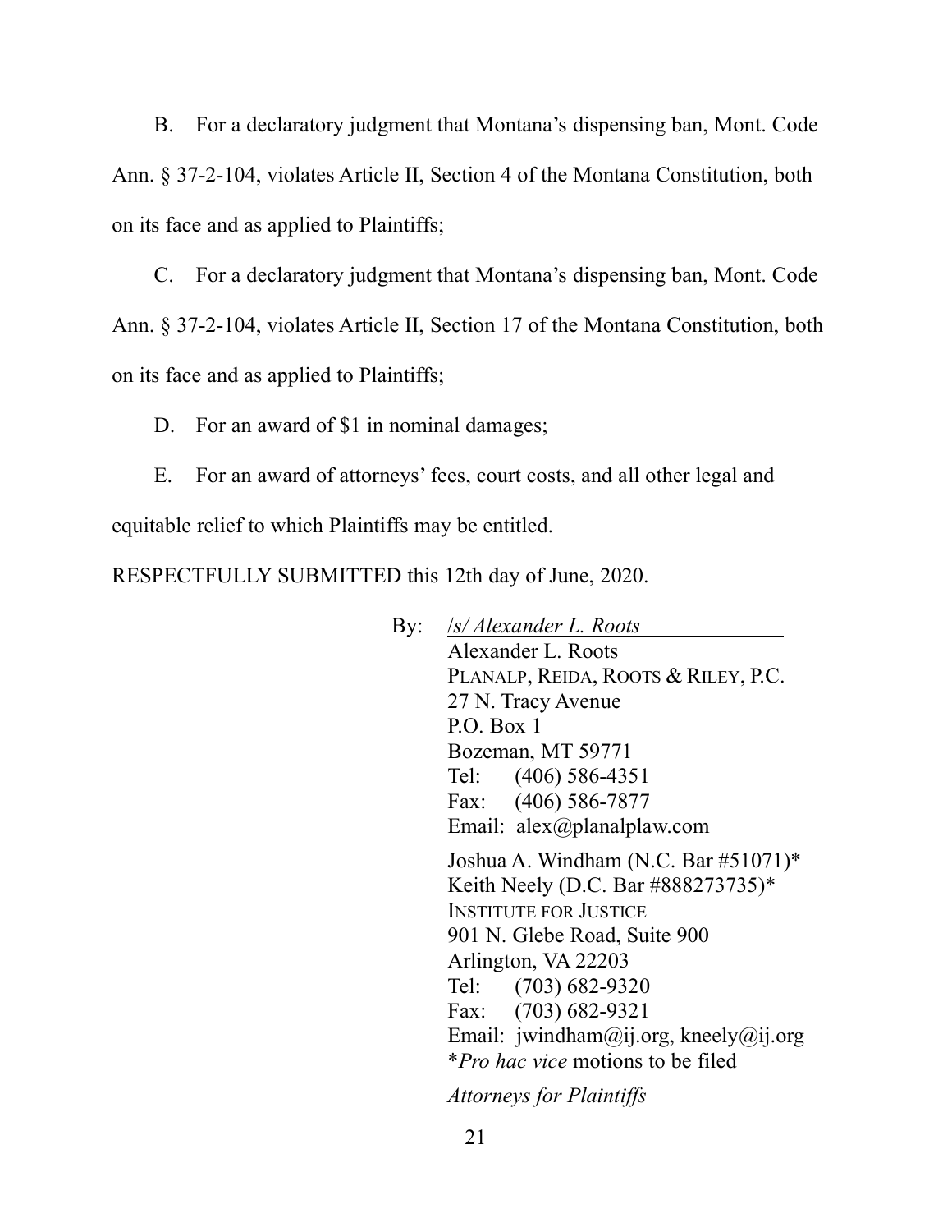B. For a declaratory judgment that Montana's dispensing ban, Mont. Code Ann. § 37-2-104, violates Article II, Section 4 of the Montana Constitution, both on its face and as applied to Plaintiffs;

C. For a declaratory judgment that Montana's dispensing ban, Mont. Code Ann. § 37-2-104, violates Article II, Section 17 of the Montana Constitution, both on its face and as applied to Plaintiffs;

D. For an award of $1 in nominal damages;

E. For an award of attorneys' fees, court costs, and all other legal and equitable relief to which Plaintiffs may be entitled.

RESPECTFULLY SUBMITTED this 12th day of June, 2020.

By: */s/ Alexander L. Roots*
Alexander L. Roots
PLANALP, REIDA, ROOTS & RILEY, P.C.
27 N. Tracy Avenue
P.O. Box 1
Bozeman, MT 59771
Tel: (406) 586-4351
Fax: (406) 586-7877
Email: alex@planalplaw.com

Joshua A. Windham (N.C. Bar #51071)*
Keith Neely (D.C. Bar #888273735)*
INSTITUTE FOR JUSTICE
901 N. Glebe Road, Suite 900
Arlington, VA 22203
Tel: (703) 682-9320
Fax: (703) 682-9321
Email: jwindham@ij.org, kneely@ij.org
**Pro hac vice* motions to be filed

*Attorneys for Plaintiffs*